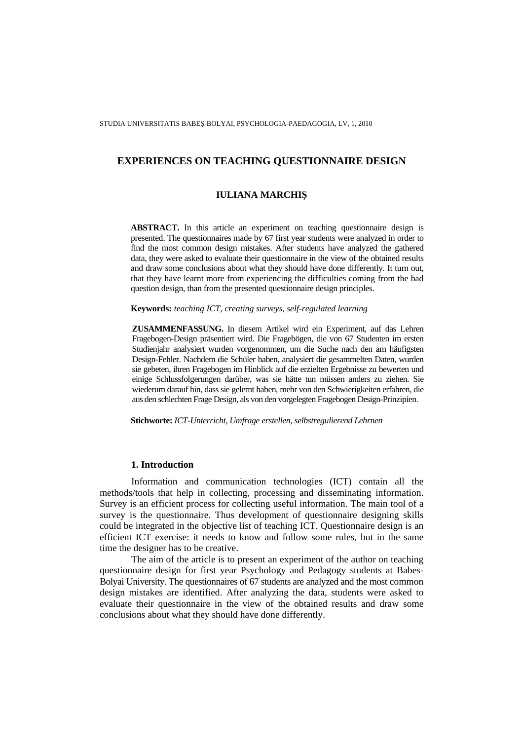# EXPERIENCES ON TEACHING QUESTIONNAIRE DESIGN

## IULIANA MARCHIŞ

**ABSTRACT.** In this article an experiment on teaching questionnaire design is presented. The questionnaires made by 67 first year students were analyzed in order to find the most common design mistakes. After students have analyzed the gathered data, they were asked to evaluate their questionnaire in the view of the obtained results and draw some conclusions about what they should have done differently. It turn out, that they have learnt more from experiencing the difficulties coming from the bad question design, than from the presented questionnaire design principles.

**Keywords:** *teaching ICT, creating surveys, self-regulated learning*

**ZUSAMMENFASSUNG.** In diesem Artikel wird ein Experiment, auf das Lehren Fragebogen-Design präsentiert wird. Die Fragebögen, die von 67 Studenten im ersten Studienjahr analysiert wurden vorgenommen, um die Suche nach den am häufigsten Design-Fehler. Nachdem die Schüler haben, analysiert die gesammelten Daten, wurden sie gebeten, ihren Fragebogen im Hinblick auf die erzielten Ergebnisse zu bewerten und einige Schlussfolgerungen darüber, was sie hätte tun müssen anders zu ziehen. Sie wiederum darauf hin, dass sie gelernt haben, mehr von den Schwierigkeiten erfahren, die aus den schlechten Frage Design, als von den vorgelegten Fragebogen Design-Prinzipien.

**Stichworte:** *ICT-Unterricht, Umfrage erstellen, selbstreguliierend Lehrnen*

### 1. Introduction

Information and communication technologies (ICT) contain all the methods/tools that help in collecting, processing and disseminating information. Survey is an efficient process for collecting useful information. The main tool of a survey is the questionnaire. Thus development of questionnaire designing skills could be integrated in the objective list of teaching ICT. Questionnaire design is an efficient ICT exercise: it needs to know and follow some rules, but in the same time the designer has to be creative.

The aim of the article is to present an experiment of the author on teaching questionnaire design for first year Psychology and Pedagogy students at Babes-Bolyai University. The questionnaires of 67 students are analyzed and the most common design mistakes are identified. After analyzing the data, students were asked to evaluate their questionnaire in the view of the obtained results and draw some conclusions about what they should have done differently.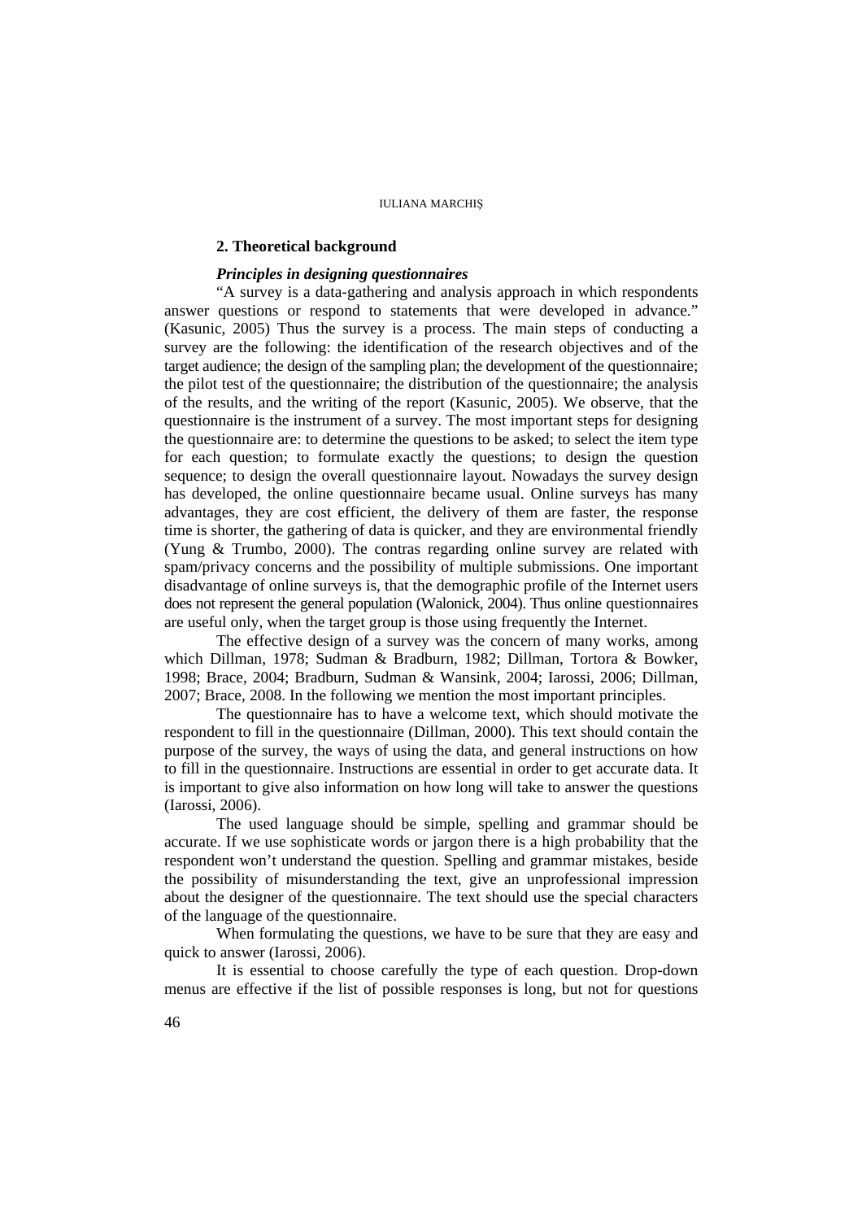## 2. Theoretical background

### *Principles in designing questionnaires*

"A survey is a data-gathering and analysis approach in which respondents answer questions or respond to statements that were developed in advance." (Kasunic, 2005) Thus the survey is a process. The main steps of conducting a survey are the following: the identification of the research objectives and of the target audience; the design of the sampling plan; the development of the questionnaire; the pilot test of the questionnaire; the distribution of the questionnaire; the analysis of the results, and the writing of the report (Kasunic, 2005). We observe, that the questionnaire is the instrument of a survey. The most important steps for designing the questionnaire are: to determine the questions to be asked; to select the item type for each question; to formulate exactly the questions; to design the question sequence; to design the overall questionnaire layout. Nowadays the survey design has developed, the online questionnaire became usual. Online surveys has many advantages, they are cost efficient, the delivery of them are faster, the response time is shorter, the gathering of data is quicker, and they are environmental friendly (Yung & Trumbo, 2000). The contras regarding online survey are related with spam/privacy concerns and the possibility of multiple submissions. One important disadvantage of online surveys is, that the demographic profile of the Internet users does not represent the general population (Walonick, 2004). Thus online questionnaires are useful only, when the target group is those using frequently the Internet.

The effective design of a survey was the concern of many works, among which Dillman, 1978; Sudman & Bradburn, 1982; Dillman, Tortora & Bowker, 1998; Brace, 2004; Bradburn, Sudman & Wansink, 2004; Iarossi, 2006; Dillman, 2007; Brace, 2008. In the following we mention the most important principles.

The questionnaire has to have a welcome text, which should motivate the respondent to fill in the questionnaire (Dillman, 2000). This text should contain the purpose of the survey, the ways of using the data, and general instructions on how to fill in the questionnaire. Instructions are essential in order to get accurate data. It is important to give also information on how long will take to answer the questions (Iarossi, 2006).

The used language should be simple, spelling and grammar should be accurate. If we use sophisticate words or jargon there is a high probability that the respondent won't understand the question. Spelling and grammar mistakes, beside the possibility of misunderstanding the text, give an unprofessional impression about the designer of the questionnaire. The text should use the special characters of the language of the questionnaire.

When formulating the questions, we have to be sure that they are easy and quick to answer (Iarossi, 2006).

It is essential to choose carefully the type of each question. Drop-down menus are effective if the list of possible responses is long, but not for questions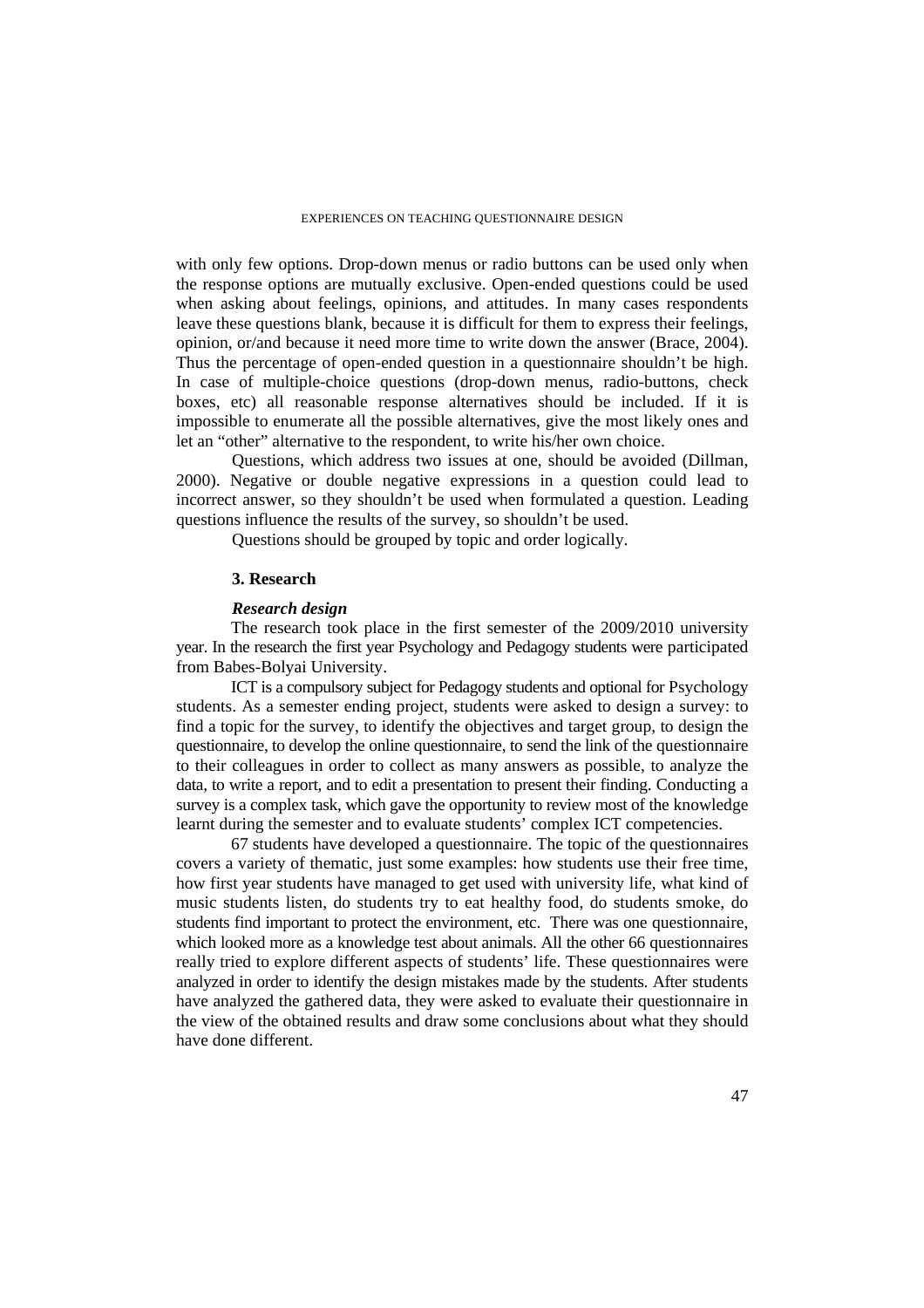with only few options. Drop-down menus or radio buttons can be used only when the response options are mutually exclusive. Open-ended questions could be used when asking about feelings, opinions, and attitudes. In many cases respondents leave these questions blank, because it is difficult for them to express their feelings, opinion, or/and because it need more time to write down the answer (Brace, 2004). Thus the percentage of open-ended question in a questionnaire shouldn't be high. In case of multiple-choice questions (drop-down menus, radio-buttons, check boxes, etc) all reasonable response alternatives should be included. If it is impossible to enumerate all the possible alternatives, give the most likely ones and let an "other" alternative to the respondent, to write his/her own choice.

Questions, which address two issues at one, should be avoided (Dillman, 2000). Negative or double negative expressions in a question could lead to incorrect answer, so they shouldn't be used when formulated a question. Leading questions influence the results of the survey, so shouldn't be used.

Questions should be grouped by topic and order logically.

## 3. Research

### *Research design*

The research took place in the first semester of the 2009/2010 university year. In the research the first year Psychology and Pedagogy students were participated from Babes-Bolyai University.

ICT is a compulsory subject for Pedagogy students and optional for Psychology students. As a semester ending project, students were asked to design a survey: to find a topic for the survey, to identify the objectives and target group, to design the questionnaire, to develop the online questionnaire, to send the link of the questionnaire to their colleagues in order to collect as many answers as possible, to analyze the data, to write a report, and to edit a presentation to present their finding. Conducting a survey is a complex task, which gave the opportunity to review most of the knowledge learnt during the semester and to evaluate students' complex ICT competencies.

67 students have developed a questionnaire. The topic of the questionnaires covers a variety of thematic, just some examples: how students use their free time, how first year students have managed to get used with university life, what kind of music students listen, do students try to eat healthy food, do students smoke, do students find important to protect the environment, etc. There was one questionnaire, which looked more as a knowledge test about animals. All the other 66 questionnaires really tried to explore different aspects of students' life. These questionnaires were analyzed in order to identify the design mistakes made by the students. After students have analyzed the gathered data, they were asked to evaluate their questionnaire in the view of the obtained results and draw some conclusions about what they should have done different.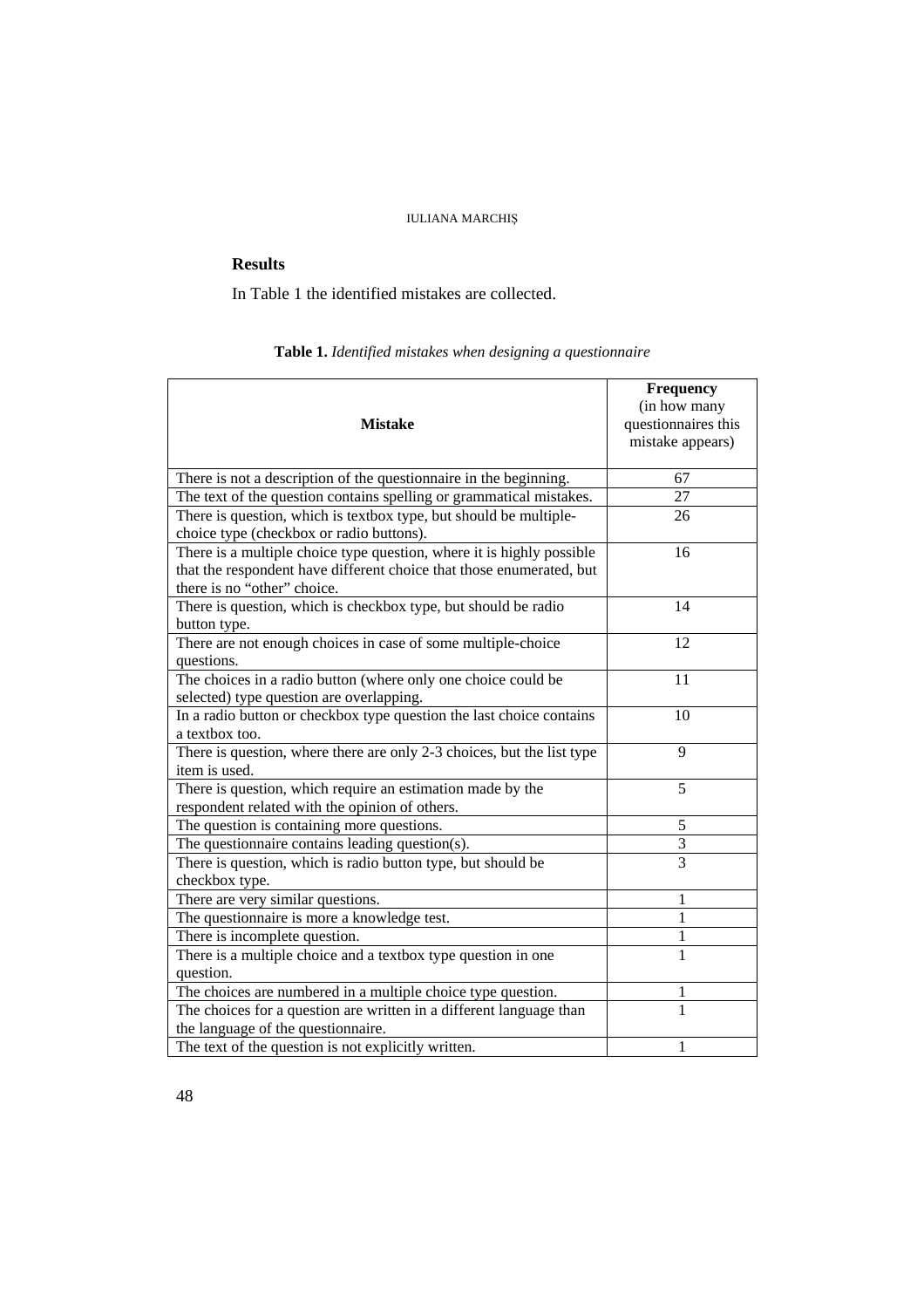## Results

In Table 1 the identified mistakes are collected.

**Table 1.** *Identified mistakes when designing a questionnaire*

| Mistake | Frequency (in how many questionnaires this mistake appears) |
|---|---|
| There is not a description of the questionnaire in the beginning. | 67 |
| The text of the question contains spelling or grammatical mistakes. | 27 |
| There is question, which is textbox type, but should be multiple-choice type (checkbox or radio buttons). | 26 |
| There is a multiple choice type question, where it is highly possible that the respondent have different choice that those enumerated, but there is no "other" choice. | 16 |
| There is question, which is checkbox type, but should be radio button type. | 14 |
| There are not enough choices in case of some multiple-choice questions. | 12 |
| The choices in a radio button (where only one choice could be selected) type question are overlapping. | 11 |
| In a radio button or checkbox type question the last choice contains a textbox too. | 10 |
| There is question, where there are only 2-3 choices, but the list type item is used. | 9 |
| There is question, which require an estimation made by the respondent related with the opinion of others. | 5 |
| The question is containing more questions. | 5 |
| The questionnaire contains leading question(s). | 3 |
| There is question, which is radio button type, but should be checkbox type. | 3 |
| There are very similar questions. | 1 |
| The questionnaire is more a knowledge test. | 1 |
| There is incomplete question. | 1 |
| There is a multiple choice and a textbox type question in one question. | 1 |
| The choices are numbered in a multiple choice type question. | 1 |
| The choices for a question are written in a different language than the language of the questionnaire. | 1 |
| The text of the question is not explicitly written. | 1 |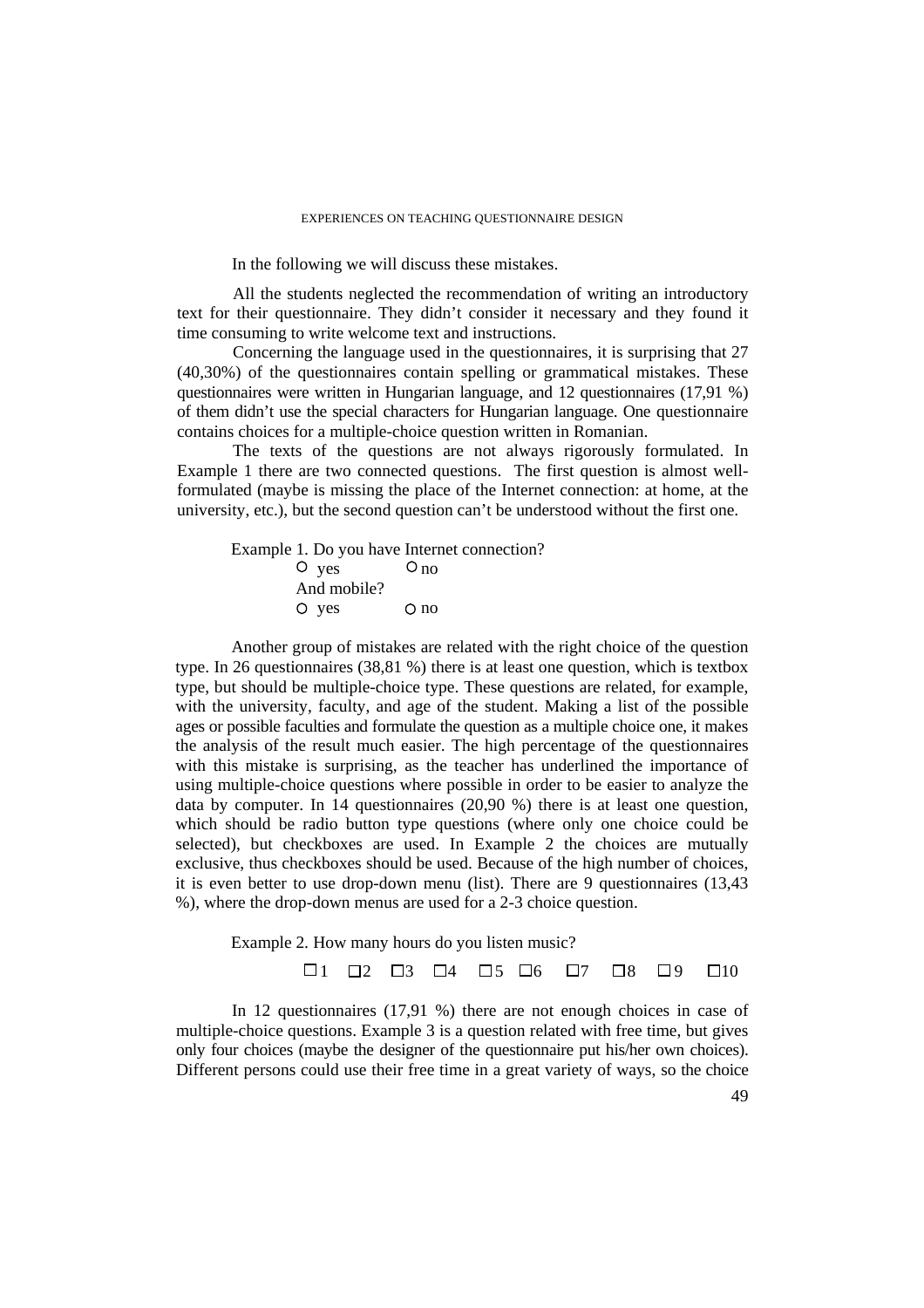In the following we will discuss these mistakes.

All the students neglected the recommendation of writing an introductory text for their questionnaire. They didn't consider it necessary and they found it time consuming to write welcome text and instructions.

Concerning the language used in the questionnaires, it is surprising that 27 (40,30%) of the questionnaires contain spelling or grammatical mistakes. These questionnaires were written in Hungarian language, and 12 questionnaires (17,91 %) of them didn't use the special characters for Hungarian language. One questionnaire contains choices for a multiple-choice question written in Romanian.

The texts of the questions are not always rigorously formulated. In Example 1 there are two connected questions. The first question is almost well-formulated (maybe is missing the place of the Internet connection: at home, at the university, etc.), but the second question can't be understood without the first one.

Example 1. Do you have Internet connection?

○ yes ○ no

And mobile?

○ yes ○ no

Another group of mistakes are related with the right choice of the question type. In 26 questionnaires (38,81 %) there is at least one question, which is textbox type, but should be multiple-choice type. These questions are related, for example, with the university, faculty, and age of the student. Making a list of the possible ages or possible faculties and formulate the question as a multiple choice one, it makes the analysis of the result much easier. The high percentage of the questionnaires with this mistake is surprising, as the teacher has underlined the importance of using multiple-choice questions where possible in order to be easier to analyze the data by computer. In 14 questionnaires (20,90 %) there is at least one question, which should be radio button type questions (where only one choice could be selected), but checkboxes are used. In Example 2 the choices are mutually exclusive, thus checkboxes should be used. Because of the high number of choices, it is even better to use drop-down menu (list). There are 9 questionnaires (13,43 %), where the drop-down menus are used for a 2-3 choice question.

Example 2. How many hours do you listen music?

☐1 ☐2 ☐3 ☐4 ☐5 ☐6 ☐7 ☐8 ☐9 ☐10

In 12 questionnaires (17,91 %) there are not enough choices in case of multiple-choice questions. Example 3 is a question related with free time, but gives only four choices (maybe the designer of the questionnaire put his/her own choices). Different persons could use their free time in a great variety of ways, so the choice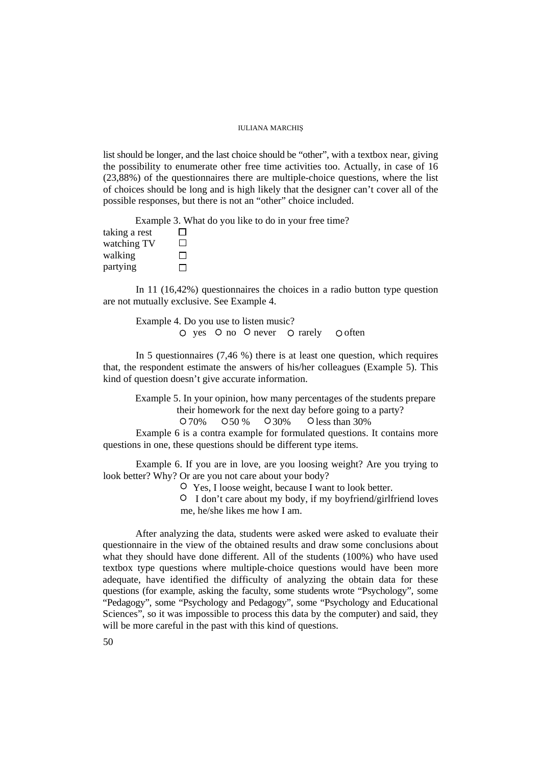list should be longer, and the last choice should be "other", with a textbox near, giving the possibility to enumerate other free time activities too. Actually, in case of 16 (23,88%) of the questionnaires there are multiple-choice questions, where the list of choices should be long and is high likely that the designer can't cover all of the possible responses, but there is not an "other" choice included.

Example 3. What do you like to do in your free time?

taking a rest ☐
watching TV ☐
walking ☐
partying ☐

In 11 (16,42%) questionnaires the choices in a radio button type question are not mutually exclusive. See Example 4.

Example 4. Do you use to listen music?
○ yes ○ no ○ never ○ rarely ○ often

In 5 questionnaires (7,46 %) there is at least one question, which requires that, the respondent estimate the answers of his/her colleagues (Example 5). This kind of question doesn't give accurate information.

Example 5. In your opinion, how many percentages of the students prepare their homework for the next day before going to a party?
○ 70% ○ 50 % ○ 30% ○ less than 30%

Example 6 is a contra example for formulated questions. It contains more questions in one, these questions should be different type items.

Example 6. If you are in love, are you loosing weight? Are you trying to look better? Why? Or are you not care about your body?
○ Yes, I loose weight, because I want to look better.
○ I don't care about my body, if my boyfriend/girlfriend loves me, he/she likes me how I am.

After analyzing the data, students were asked were asked to evaluate their questionnaire in the view of the obtained results and draw some conclusions about what they should have done different. All of the students (100%) who have used textbox type questions where multiple-choice questions would have been more adequate, have identified the difficulty of analyzing the obtain data for these questions (for example, asking the faculty, some students wrote "Psychology", some "Pedagogy", some "Psychology and Pedagogy", some "Psychology and Educational Sciences", so it was impossible to process this data by the computer) and said, they will be more careful in the past with this kind of questions.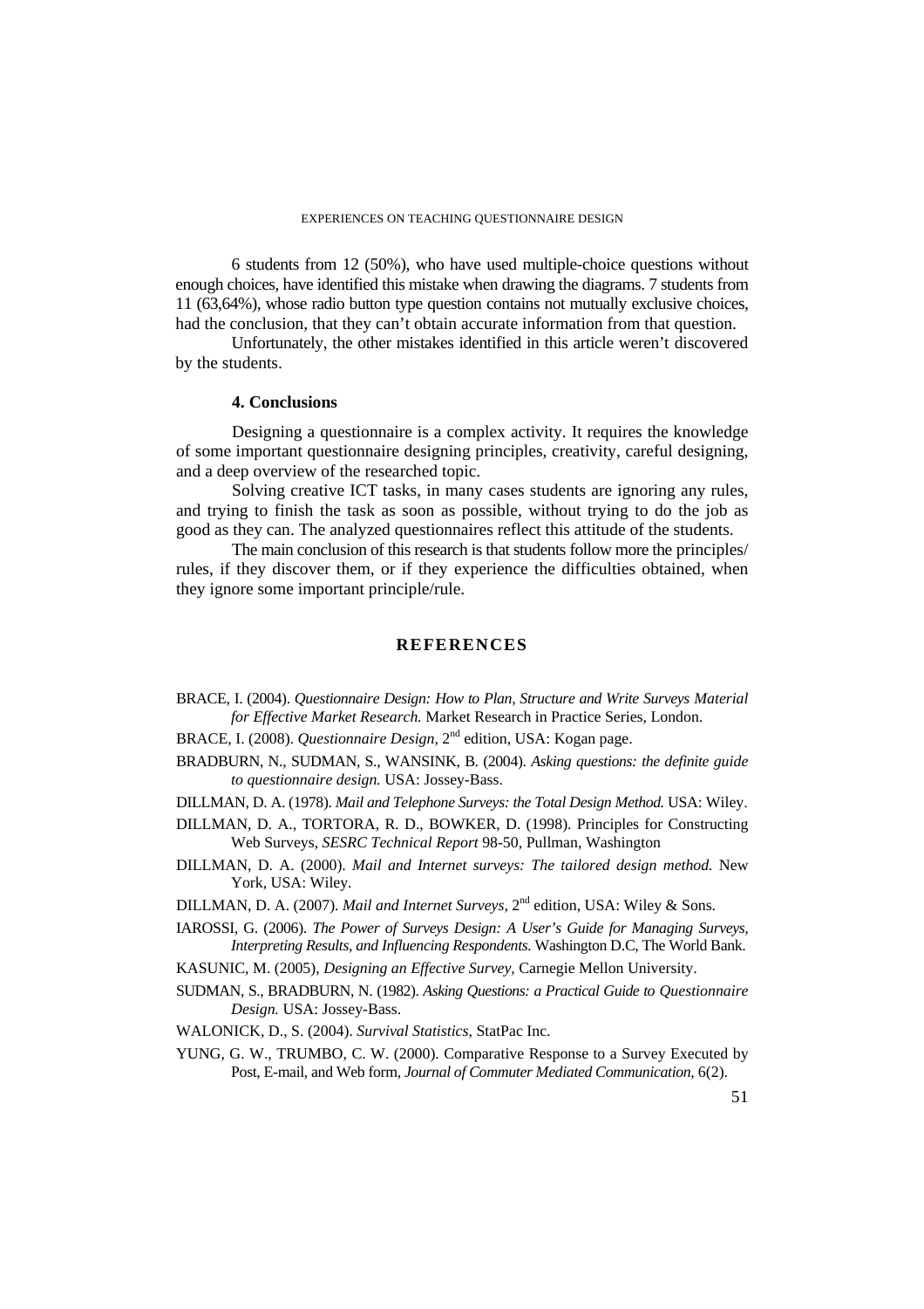6 students from 12 (50%), who have used multiple-choice questions without enough choices, have identified this mistake when drawing the diagrams. 7 students from 11 (63,64%), whose radio button type question contains not mutually exclusive choices, had the conclusion, that they can't obtain accurate information from that question.

Unfortunately, the other mistakes identified in this article weren't discovered by the students.

### 4. Conclusions

Designing a questionnaire is a complex activity. It requires the knowledge of some important questionnaire designing principles, creativity, careful designing, and a deep overview of the researched topic.

Solving creative ICT tasks, in many cases students are ignoring any rules, and trying to finish the task as soon as possible, without trying to do the job as good as they can. The analyzed questionnaires reflect this attitude of the students.

The main conclusion of this research is that students follow more the principles/ rules, if they discover them, or if they experience the difficulties obtained, when they ignore some important principle/rule.

## REFERENCES

BRACE, I. (2004). *Questionnaire Design: How to Plan, Structure and Write Surveys Material for Effective Market Research.* Market Research in Practice Series, London.

BRACE, I. (2008). *Questionnaire Design*, 2nd edition, USA: Kogan page.

BRADBURN, N., SUDMAN, S., WANSINK, B. (2004). *Asking questions: the definite guide to questionnaire design.* USA: Jossey-Bass.

DILLMAN, D. A. (1978). *Mail and Telephone Surveys: the Total Design Method.* USA: Wiley.

DILLMAN, D. A., TORTORA, R. D., BOWKER, D. (1998). Principles for Constructing Web Surveys, *SESRC Technical Report* 98-50, Pullman, Washington

DILLMAN, D. A. (2000). *Mail and Internet surveys: The tailored design method.* New York, USA: Wiley.

DILLMAN, D. A. (2007). *Mail and Internet Surveys*, 2nd edition, USA: Wiley & Sons.

IAROSSI, G. (2006). *The Power of Surveys Design: A User's Guide for Managing Surveys, Interpreting Results, and Influencing Respondents.* Washington D.C, The World Bank.

KASUNIC, M. (2005), *Designing an Effective Survey*, Carnegie Mellon University.

SUDMAN, S., BRADBURN, N. (1982). *Asking Questions: a Practical Guide to Questionnaire Design.* USA: Jossey-Bass.

WALONICK, D., S. (2004). *Survival Statistics*, StatPac Inc.

YUNG, G. W., TRUMBO, C. W. (2000). Comparative Response to a Survey Executed by Post, E-mail, and Web form, *Journal of Commuter Mediated Communication*, 6(2).